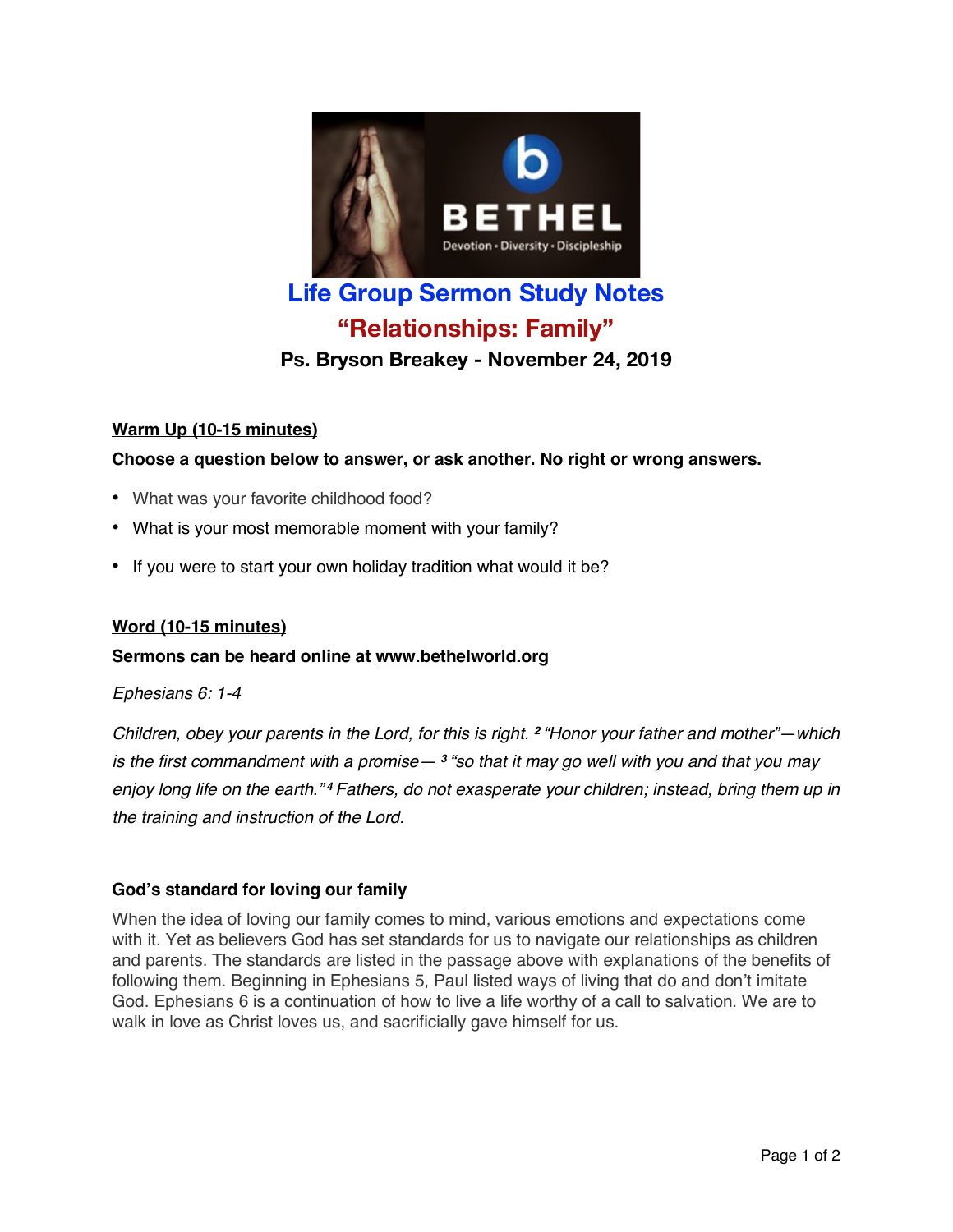# Life Group Sermon Study Notes

## "Relationships: Family"

### Ps. Bryson Breakey - November 24, 2019

**Warm Up (10-15 minutes)**

**Choose a question below to answer, or ask another. No right or wrong answers.**

- What was your favorite childhood food?
- What is your most memorable moment with your family?
- If you were to start your own holiday tradition what would it be?

**Word (10-15 minutes)**

**Sermons can be heard online at www.bethelworld.org**

*Ephesians 6: 1-4*

*Children, obey your parents in the Lord, for this is right. [2] "Honor your father and mother"—which is the first commandment with a promise— [3] "so that it may go well with you and that you may enjoy long life on the earth." [4] Fathers, do not exasperate your children; instead, bring them up in the training and instruction of the Lord.*

**God's standard for loving our family**

When the idea of loving our family comes to mind, various emotions and expectations come with it. Yet as believers God has set standards for us to navigate our relationships as children and parents. The standards are listed in the passage above with explanations of the benefits of following them. Beginning in Ephesians 5, Paul listed ways of living that do and don't imitate God. Ephesians 6 is a continuation of how to live a life worthy of a call to salvation. We are to walk in love as Christ loves us, and sacrificially gave himself for us.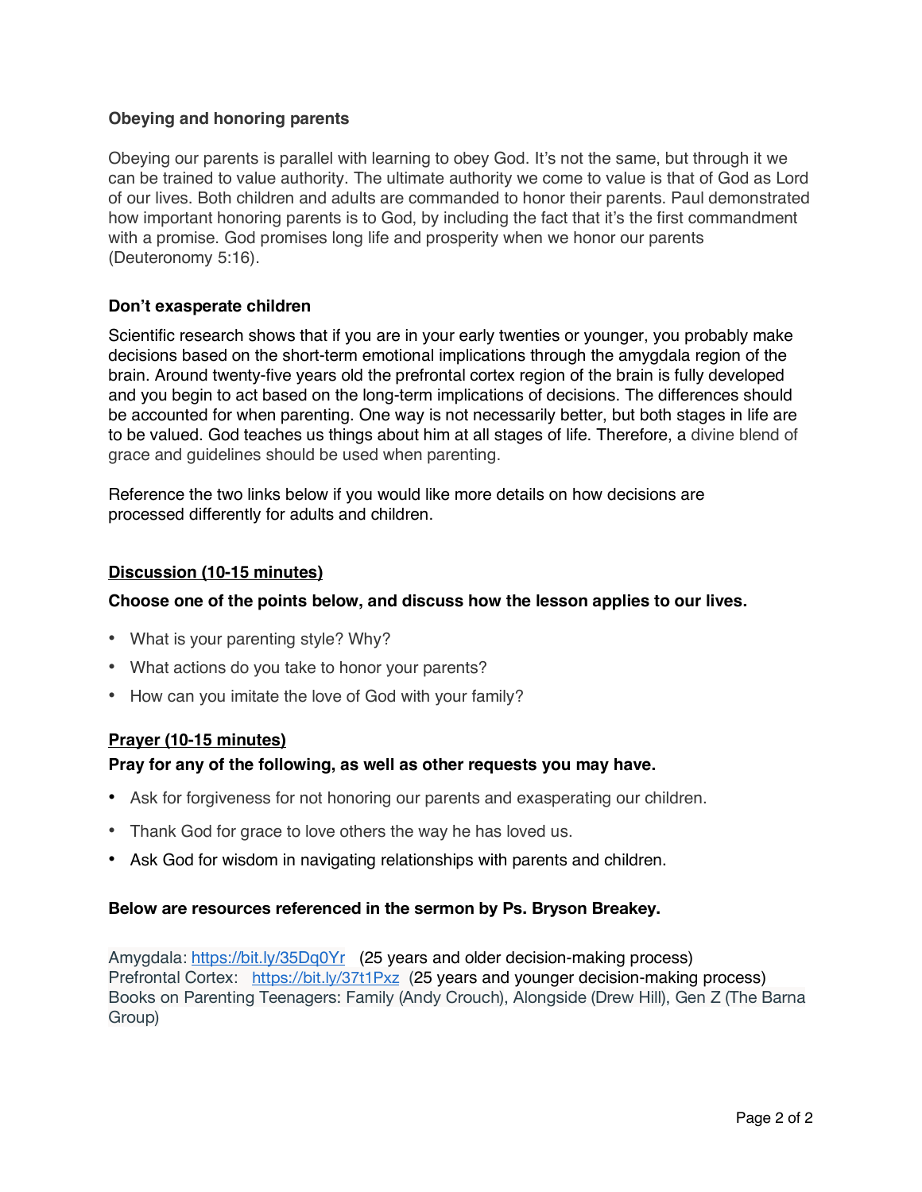**Obeying and honoring parents**

Obeying our parents is parallel with learning to obey God. It's not the same, but through it we can be trained to value authority. The ultimate authority we come to value is that of God as Lord of our lives. Both children and adults are commanded to honor their parents. Paul demonstrated how important honoring parents is to God, by including the fact that it's the first commandment with a promise. God promises long life and prosperity when we honor our parents (Deuteronomy 5:16).

**Don't exasperate children**

Scientific research shows that if you are in your early twenties or younger, you probably make decisions based on the short-term emotional implications through the amygdala region of the brain. Around twenty-five years old the prefrontal cortex region of the brain is fully developed and you begin to act based on the long-term implications of decisions. The differences should be accounted for when parenting. One way is not necessarily better, but both stages in life are to be valued. God teaches us things about him at all stages of life. Therefore, a divine blend of grace and guidelines should be used when parenting.

Reference the two links below if you would like more details on how decisions are processed differently for adults and children.

**Discussion (10-15 minutes)**

**Choose one of the points below, and discuss how the lesson applies to our lives.**

- What is your parenting style? Why?
- What actions do you take to honor your parents?
- How can you imitate the love of God with your family?

**Prayer (10-15 minutes)**

**Pray for any of the following, as well as other requests you may have.**

- Ask for forgiveness for not honoring our parents and exasperating our children.
- Thank God for grace to love others the way he has loved us.
- Ask God for wisdom in navigating relationships with parents and children.

**Below are resources referenced in the sermon by Ps. Bryson Breakey.**

Amygdala: https://bit.ly/35Dq0Yr (25 years and older decision-making process)
Prefrontal Cortex: https://bit.ly/37t1Pxz (25 years and younger decision-making process)
Books on Parenting Teenagers: Family (Andy Crouch), Alongside (Drew Hill), Gen Z (The Barna Group)